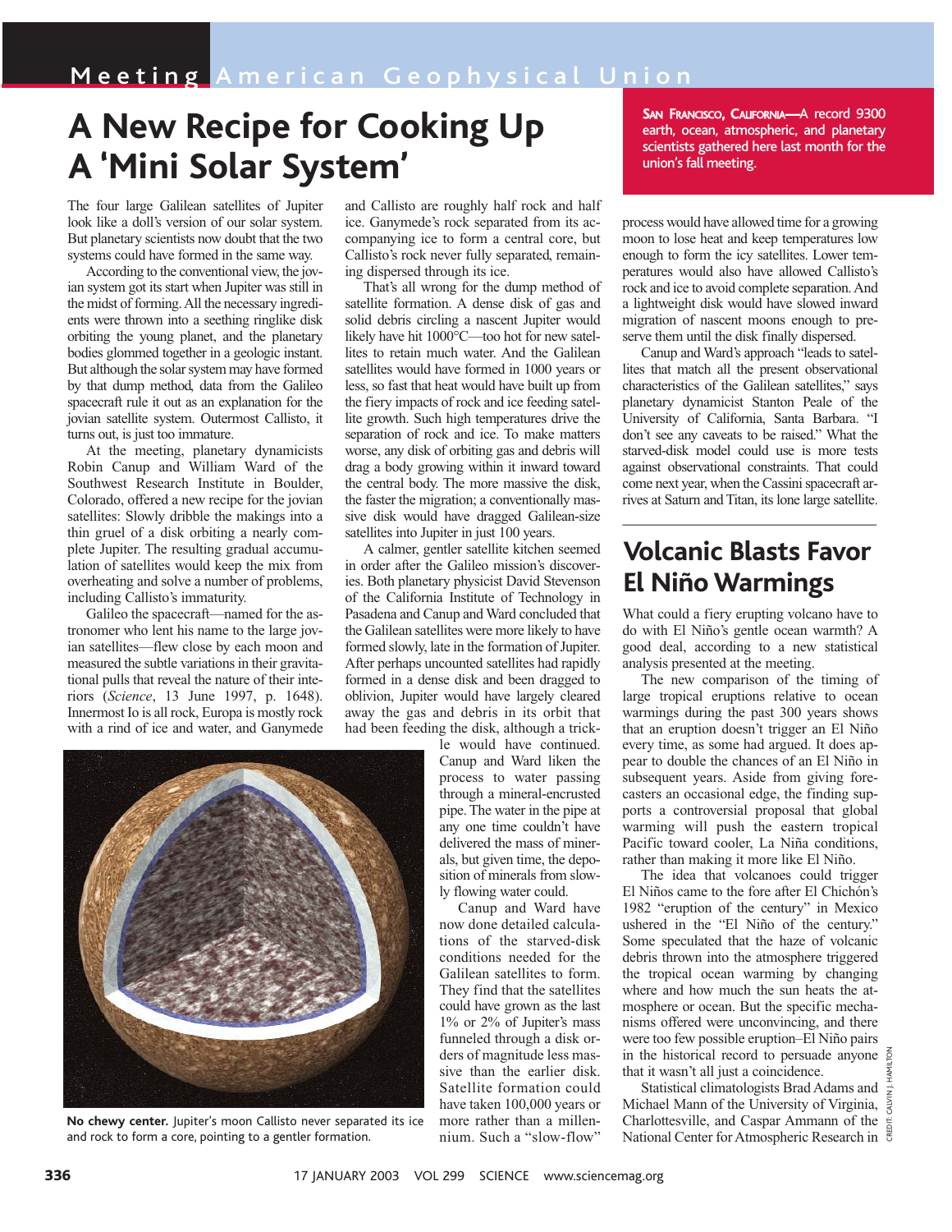Meeting American Geophysical Union

**San Francisco, California**—A record 9300 earth, ocean, atmospheric, and planetary scientists gathered here last month for the union's fall meeting.

# A New Recipe for Cooking Up A 'Mini Solar System'

The four large Galilean satellites of Jupiter look like a doll's version of our solar system. But planetary scientists now doubt that the two systems could have formed in the same way.

According to the conventional view, the jovian system got its start when Jupiter was still in the midst of forming. All the necessary ingredients were thrown into a seething ringlike disk orbiting the young planet, and the planetary bodies glommed together in a geologic instant. But although the solar system may have formed by that dump method, data from the Galileo spacecraft rule it out as an explanation for the jovian satellite system. Outermost Callisto, it turns out, is just too immature.

At the meeting, planetary dynamicists Robin Canup and William Ward of the Southwest Research Institute in Boulder, Colorado, offered a new recipe for the jovian satellites: Slowly dribble the makings into a thin gruel of a disk orbiting a nearly complete Jupiter. The resulting gradual accumulation of satellites would keep the mix from overheating and solve a number of problems, including Callisto's immaturity.

Galileo the spacecraft—named for the astronomer who lent his name to the large jovian satellites—flew close by each moon and measured the subtle variations in their gravitational pulls that reveal the nature of their interiors (*Science*, 13 June 1997, p. 1648). Innermost Io is all rock, Europa is mostly rock with a rind of ice and water, and Ganymede and Callisto are roughly half rock and half ice. Ganymede's rock separated from its accompanying ice to form a central core, but Callisto's rock never fully separated, remaining dispersed through its ice.

That's all wrong for the dump method of satellite formation. A dense disk of gas and solid debris circling a nascent Jupiter would likely have hit 1000°C—too hot for new satellites to retain much water. And the Galilean satellites would have formed in 1000 years or less, so fast that heat would have built up from the fiery impacts of rock and ice feeding satellite growth. Such high temperatures drive the separation of rock and ice. To make matters worse, any disk of orbiting gas and debris will drag a body growing within it inward toward the central body. The more massive the disk, the faster the migration; a conventionally massive disk would have dragged Galilean-size satellites into Jupiter in just 100 years.

A calmer, gentler satellite kitchen seemed in order after the Galileo mission's discoveries. Both planetary physicist David Stevenson of the California Institute of Technology in Pasadena and Canup and Ward concluded that the Galilean satellites were more likely to have formed slowly, late in the formation of Jupiter. After perhaps uncounted satellites had rapidly formed in a dense disk and been dragged to oblivion, Jupiter would have largely cleared away the gas and debris in its orbit that had been feeding the disk, although a trickle would have continued. Canup and Ward liken the process to water passing through a mineral-encrusted pipe. The water in the pipe at any one time couldn't have delivered the mass of minerals, but given time, the deposition of minerals from slowly flowing water could.

**No chewy center.** Jupiter's moon Callisto never separated its ice and rock to form a core, pointing to a gentler formation.

Canup and Ward have now done detailed calculations of the starved-disk conditions needed for the Galilean satellites to form. They find that the satellites could have grown as the last 1% or 2% of Jupiter's mass funneled through a disk orders of magnitude less massive than the earlier disk. Satellite formation could have taken 100,000 years or more rather than a millennium. Such a "slow-flow" process would have allowed time for a growing moon to lose heat and keep temperatures low enough to form the icy satellites. Lower temperatures would also have allowed Callisto's rock and ice to avoid complete separation. And a lightweight disk would have slowed inward migration of nascent moons enough to preserve them until the disk finally dispersed.

Canup and Ward's approach "leads to satellites that match all the present observational characteristics of the Galilean satellites," says planetary dynamicist Stanton Peale of the University of California, Santa Barbara. "I don't see any caveats to be raised." What the starved-disk model could use is more tests against observational constraints. That could come next year, when the Cassini spacecraft arrives at Saturn and Titan, its lone large satellite.

# Volcanic Blasts Favor El Niño Warmings

What could a fiery erupting volcano have to do with El Niño's gentle ocean warmth? A good deal, according to a new statistical analysis presented at the meeting.

The new comparison of the timing of large tropical eruptions relative to ocean warmings during the past 300 years shows that an eruption doesn't trigger an El Niño every time, as some had argued. It does appear to double the chances of an El Niño in subsequent years. Aside from giving forecasters an occasional edge, the finding supports a controversial proposal that global warming will push the eastern tropical Pacific toward cooler, La Niña conditions, rather than making it more like El Niño.

The idea that volcanoes could trigger El Niños came to the fore after El Chichón's 1982 "eruption of the century" in Mexico ushered in the "El Niño of the century." Some speculated that the haze of volcanic debris thrown into the atmosphere triggered the tropical ocean warming by changing where and how much the sun heats the atmosphere or ocean. But the specific mechanisms offered were unconvincing, and there were too few possible eruption–El Niño pairs in the historical record to persuade anyone that it wasn't all just a coincidence.

Statistical climatologists Brad Adams and Michael Mann of the University of Virginia, Charlottesville, and Caspar Ammann of the National Center for Atmospheric Research in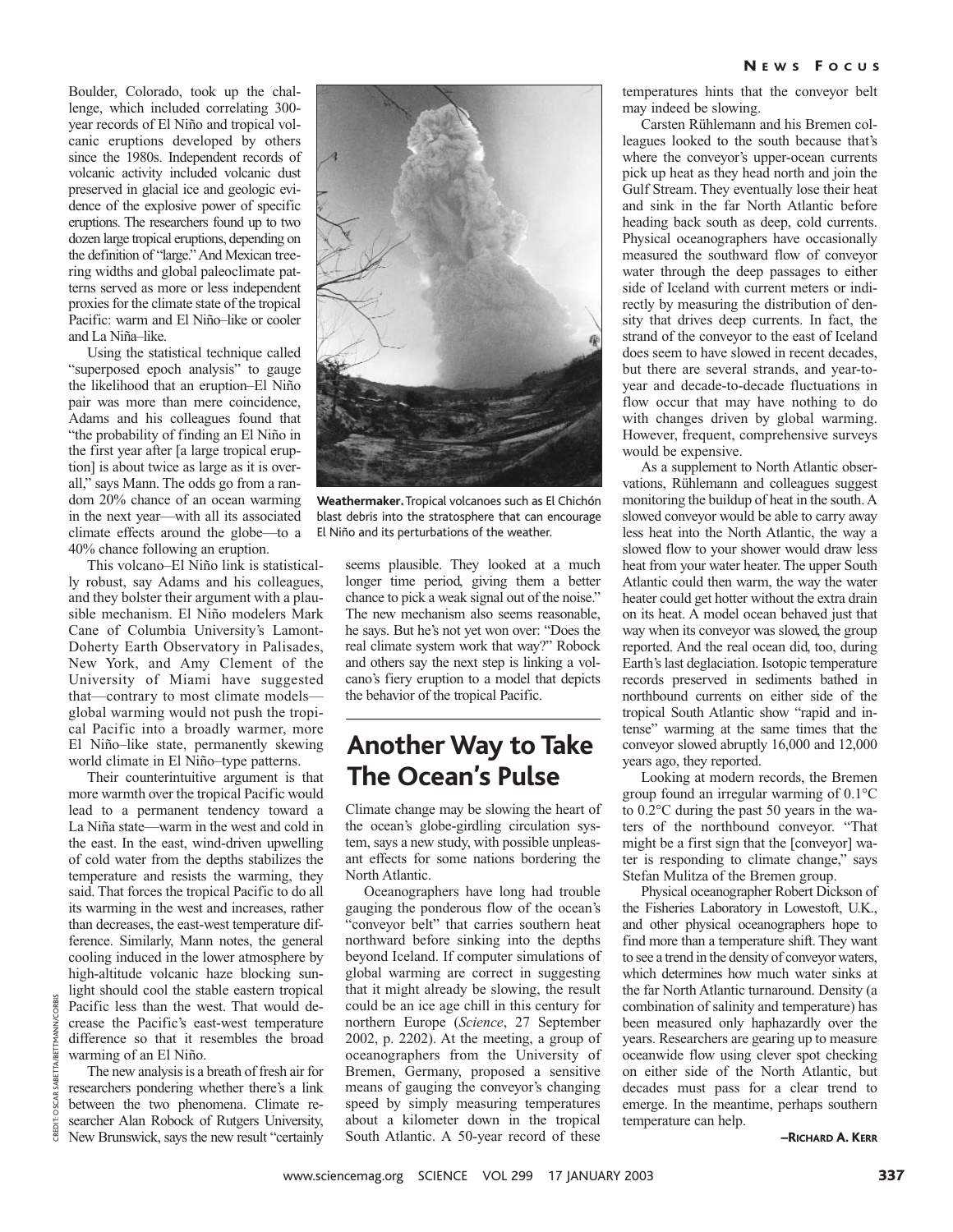Boulder, Colorado, took up the challenge, which included correlating 300-year records of El Niño and tropical volcanic eruptions developed by others since the 1980s. Independent records of volcanic activity included volcanic dust preserved in glacial ice and geologic evidence of the explosive power of specific eruptions. The researchers found up to two dozen large tropical eruptions, depending on the definition of "large." And Mexican tree-ring widths and global paleoclimate patterns served as more or less independent proxies for the climate state of the tropical Pacific: warm and El Niño–like or cooler and La Niña–like.

Using the statistical technique called "superposed epoch analysis" to gauge the likelihood that an eruption–El Niño pair was more than mere coincidence, Adams and his colleagues found that "the probability of finding an El Niño in the first year after [a large tropical eruption] is about twice as large as it is overall," says Mann. The odds go from a random 20% chance of an ocean warming in the next year—with all its associated climate effects around the globe—to a 40% chance following an eruption.

This volcano–El Niño link is statistically robust, say Adams and his colleagues, and they bolster their argument with a plausible mechanism. El Niño modelers Mark Cane of Columbia University's Lamont-Doherty Earth Observatory in Palisades, New York, and Amy Clement of the University of Miami have suggested that—contrary to most climate models—global warming would not push the tropical Pacific into a broadly warmer, more El Niño–like state, permanently skewing world climate in El Niño–type patterns.

Their counterintuitive argument is that more warmth over the tropical Pacific would lead to a permanent tendency toward a La Niña state—warm in the west and cold in the east. In the east, wind-driven upwelling of cold water from the depths stabilizes the temperature and resists the warming, they said. That forces the tropical Pacific to do all its warming in the west and increases, rather than decreases, the east-west temperature difference. Similarly, Mann notes, the general cooling induced in the lower atmosphere by high-altitude volcanic haze blocking sunlight should cool the stable eastern tropical Pacific less than the west. That would decrease the Pacific's east-west temperature difference so that it resembles the broad warming of an El Niño.

The new analysis is a breath of fresh air for researchers pondering whether there's a link between the two phenomena. Climate researcher Alan Robock of Rutgers University, New Brunswick, says the new result "certainly seems plausible. They looked at a much longer time period, giving them a better chance to pick a weak signal out of the noise." The new mechanism also seems reasonable, he says. But he's not yet won over: "Does the real climate system work that way?" Robock and others say the next step is linking a volcano's fiery eruption to a model that depicts the behavior of the tropical Pacific.

**Weathermaker.** Tropical volcanoes such as El Chichón blast debris into the stratosphere that can encourage El Niño and its perturbations of the weather.

CREDIT: OSCAR SABETTA/BETTMANN/CORBIS

## Another Way to Take The Ocean's Pulse

Climate change may be slowing the heart of the ocean's globe-girdling circulation system, says a new study, with possible unpleasant effects for some nations bordering the North Atlantic.

Oceanographers have long had trouble gauging the ponderous flow of the ocean's "conveyor belt" that carries southern heat northward before sinking into the depths beyond Iceland. If computer simulations of global warming are correct in suggesting that it might already be slowing, the result could be an ice age chill in this century for northern Europe (*Science*, 27 September 2002, p. 2202). At the meeting, a group of oceanographers from the University of Bremen, Germany, proposed a sensitive means of gauging the conveyor's changing speed by simply measuring temperatures about a kilometer down in the tropical South Atlantic. A 50-year record of these temperatures hints that the conveyor belt may indeed be slowing.

Carsten Rühlemann and his Bremen colleagues looked to the south because that's where the conveyor's upper-ocean currents pick up heat as they head north and join the Gulf Stream. They eventually lose their heat and sink in the far North Atlantic before heading back south as deep, cold currents. Physical oceanographers have occasionally measured the southward flow of conveyor water through the deep passages to either side of Iceland with current meters or indirectly by measuring the distribution of density that drives deep currents. In fact, the strand of the conveyor to the east of Iceland does seem to have slowed in recent decades, but there are several strands, and year-to-year and decade-to-decade fluctuations in flow occur that may have nothing to do with changes driven by global warming. However, frequent, comprehensive surveys would be expensive.

As a supplement to North Atlantic observations, Rühlemann and colleagues suggest monitoring the buildup of heat in the south. A slowed conveyor would be able to carry away less heat into the North Atlantic, the way a slowed flow to your shower would draw less heat from your water heater. The upper South Atlantic could then warm, the way the water heater could get hotter without the extra drain on its heat. A model ocean behaved just that way when its conveyor was slowed, the group reported. And the real ocean did, too, during Earth's last deglaciation. Isotopic temperature records preserved in sediments bathed in northbound currents on either side of the tropical South Atlantic show "rapid and intense" warming at the same times that the conveyor slowed abruptly 16,000 and 12,000 years ago, they reported.

Looking at modern records, the Bremen group found an irregular warming of 0.1°C to 0.2°C during the past 50 years in the waters of the northbound conveyor. "That might be a first sign that the [conveyor] water is responding to climate change," says Stefan Mulitza of the Bremen group.

Physical oceanographer Robert Dickson of the Fisheries Laboratory in Lowestoft, U.K., and other physical oceanographers hope to find more than a temperature shift. They want to see a trend in the density of conveyor waters, which determines how much water sinks at the far North Atlantic turnaround. Density (a combination of salinity and temperature) has been measured only haphazardly over the years. Researchers are gearing up to measure oceanwide flow using clever spot checking on either side of the North Atlantic, but decades must pass for a clear trend to emerge. In the meantime, perhaps southern temperature can help.

**–Richard A. Kerr**